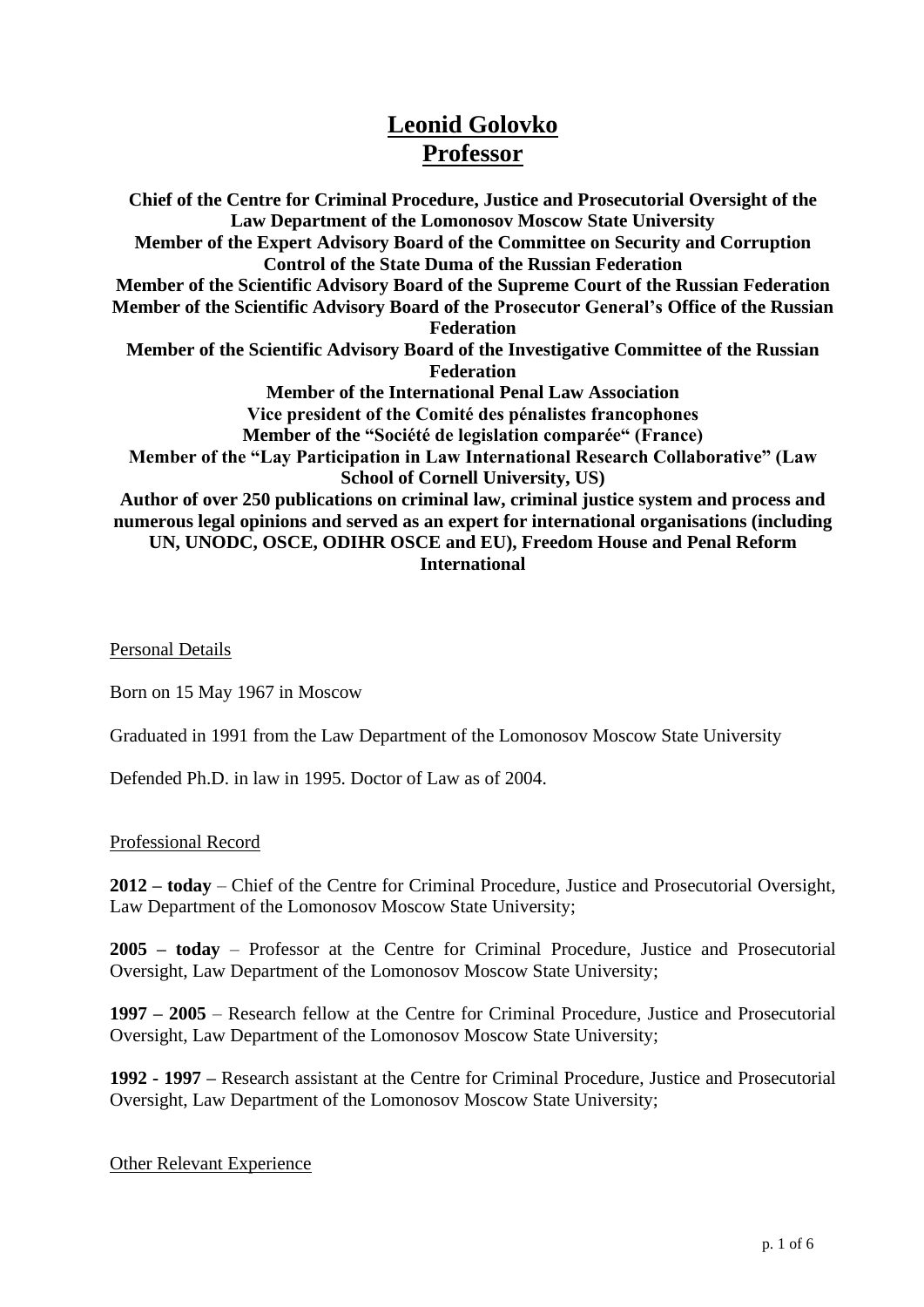# Leonid Golovko
# Professor

**Chief of the Centre for Criminal Procedure, Justice and Prosecutorial Oversight of the Law Department of the Lomonosov Moscow State University**
**Member of the Expert Advisory Board of the Committee on Security and Corruption Control of the State Duma of the Russian Federation**
**Member of the Scientific Advisory Board of the Supreme Court of the Russian Federation**
**Member of the Scientific Advisory Board of the Prosecutor General's Office of the Russian Federation**
**Member of the Scientific Advisory Board of the Investigative Committee of the Russian Federation**
**Member of the International Penal Law Association**
**Vice president of the Comité des pénalistes francophones**
**Member of the "Société de legislation comparée" (France)**
**Member of the "Lay Participation in Law International Research Collaborative" (Law School of Cornell University, US)**
**Author of over 250 publications on criminal law, criminal justice system and process and numerous legal opinions and served as an expert for international organisations (including UN, UNODC, OSCE, ODIHR OSCE and EU), Freedom House and Penal Reform International**

## Personal Details

Born on 15 May 1967 in Moscow

Graduated in 1991 from the Law Department of the Lomonosov Moscow State University

Defended Ph.D. in law in 1995. Doctor of Law as of 2004.

## Professional Record

**2012 – today** – Chief of the Centre for Criminal Procedure, Justice and Prosecutorial Oversight, Law Department of the Lomonosov Moscow State University;

**2005 – today** – Professor at the Centre for Criminal Procedure, Justice and Prosecutorial Oversight, Law Department of the Lomonosov Moscow State University;

**1997 – 2005** – Research fellow at the Centre for Criminal Procedure, Justice and Prosecutorial Oversight, Law Department of the Lomonosov Moscow State University;

**1992 - 1997 –** Research assistant at the Centre for Criminal Procedure, Justice and Prosecutorial Oversight, Law Department of the Lomonosov Moscow State University;

## Other Relevant Experience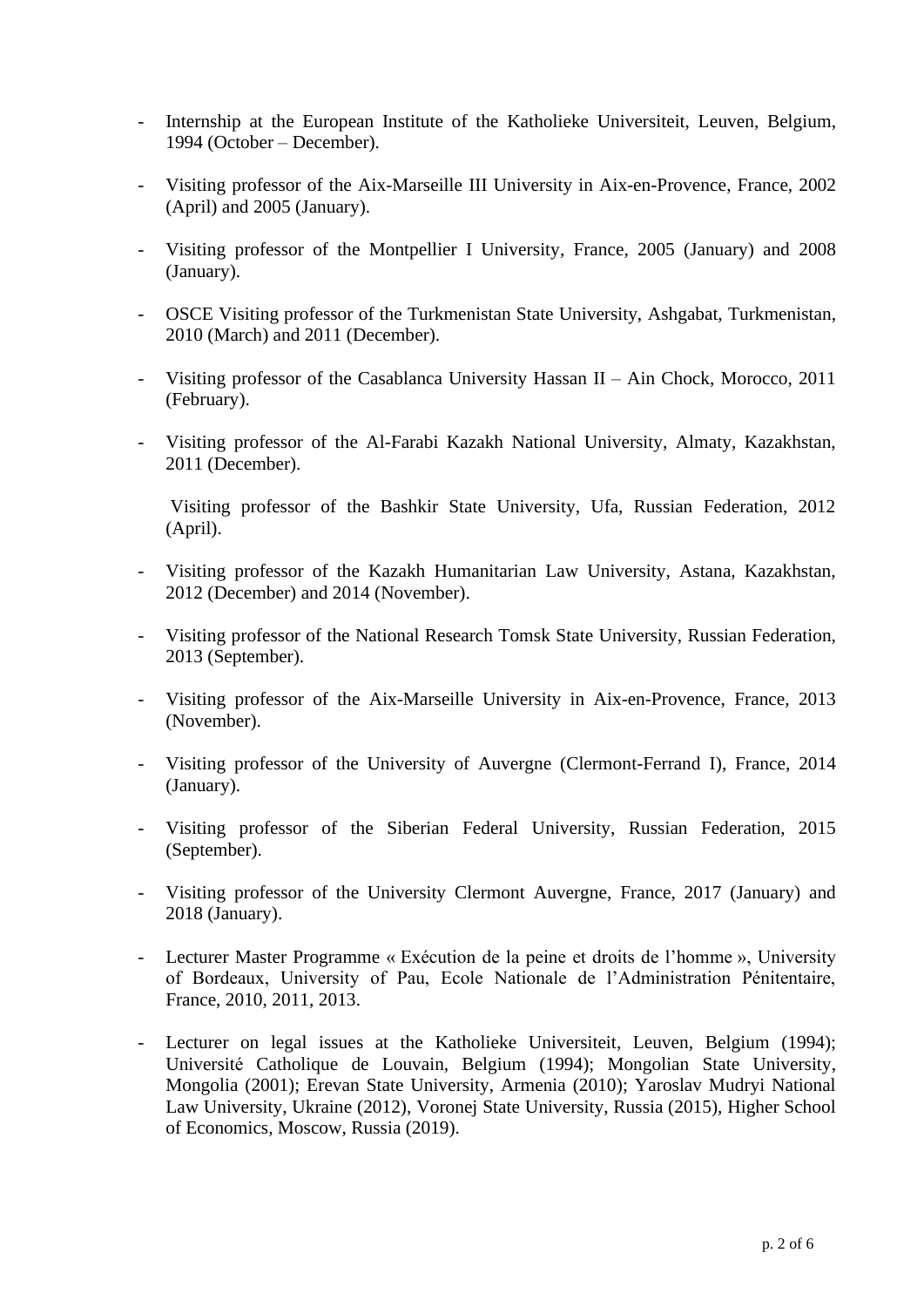- Internship at the European Institute of the Katholieke Universiteit, Leuven, Belgium, 1994 (October – December).

- Visiting professor of the Aix-Marseille III University in Aix-en-Provence, France, 2002 (April) and 2005 (January).

- Visiting professor of the Montpellier I University, France, 2005 (January) and 2008 (January).

- OSCE Visiting professor of the Turkmenistan State University, Ashgabat, Turkmenistan, 2010 (March) and 2011 (December).

- Visiting professor of the Casablanca University Hassan II – Ain Chock, Morocco, 2011 (February).

- Visiting professor of the Al-Farabi Kazakh National University, Almaty, Kazakhstan, 2011 (December).

  Visiting professor of the Bashkir State University, Ufa, Russian Federation, 2012 (April).

- Visiting professor of the Kazakh Humanitarian Law University, Astana, Kazakhstan, 2012 (December) and 2014 (November).

- Visiting professor of the National Research Tomsk State University, Russian Federation, 2013 (September).

- Visiting professor of the Aix-Marseille University in Aix-en-Provence, France, 2013 (November).

- Visiting professor of the University of Auvergne (Clermont-Ferrand I), France, 2014 (January).

- Visiting professor of the Siberian Federal University, Russian Federation, 2015 (September).

- Visiting professor of the University Clermont Auvergne, France, 2017 (January) and 2018 (January).

- Lecturer Master Programme « Exécution de la peine et droits de l'homme », University of Bordeaux, University of Pau, Ecole Nationale de l'Administration Pénitentaire, France, 2010, 2011, 2013.

- Lecturer on legal issues at the Katholieke Universiteit, Leuven, Belgium (1994); Université Catholique de Louvain, Belgium (1994); Mongolian State University, Mongolia (2001); Erevan State University, Armenia (2010); Yaroslav Mudryi National Law University, Ukraine (2012), Voronej State University, Russia (2015), Higher School of Economics, Moscow, Russia (2019).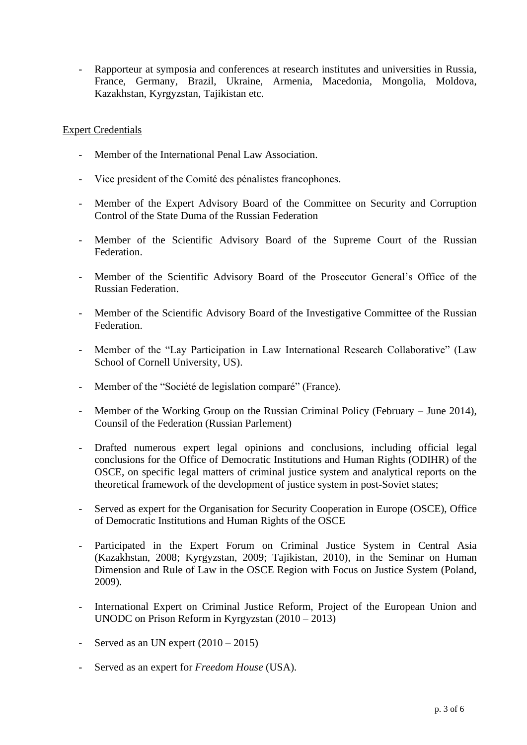- Rapporteur at symposia and conferences at research institutes and universities in Russia, France, Germany, Brazil, Ukraine, Armenia, Macedonia, Mongolia, Moldova, Kazakhstan, Kyrgyzstan, Tajikistan etc.

Expert Credentials

- Member of the International Penal Law Association.
- Vice president of the Comité des pénalistes francophones.
- Member of the Expert Advisory Board of the Committee on Security and Corruption Control of the State Duma of the Russian Federation
- Member of the Scientific Advisory Board of the Supreme Court of the Russian Federation.
- Member of the Scientific Advisory Board of the Prosecutor General's Office of the Russian Federation.
- Member of the Scientific Advisory Board of the Investigative Committee of the Russian Federation.
- Member of the "Lay Participation in Law International Research Collaborative" (Law School of Cornell University, US).
- Member of the "Société de legislation comparé" (France).
- Member of the Working Group on the Russian Criminal Policy (February – June 2014), Counsil of the Federation (Russian Parlement)
- Drafted numerous expert legal opinions and conclusions, including official legal conclusions for the Office of Democratic Institutions and Human Rights (ODIHR) of the OSCE, on specific legal matters of criminal justice system and analytical reports on the theoretical framework of the development of justice system in post-Soviet states;
- Served as expert for the Organisation for Security Cooperation in Europe (OSCE), Office of Democratic Institutions and Human Rights of the OSCE
- Participated in the Expert Forum on Criminal Justice System in Central Asia (Kazakhstan, 2008; Kyrgyzstan, 2009; Tajikistan, 2010), in the Seminar on Human Dimension and Rule of Law in the OSCE Region with Focus on Justice System (Poland, 2009).
- International Expert on Criminal Justice Reform, Project of the European Union and UNODC on Prison Reform in Kyrgyzstan (2010 – 2013)
- Served as an UN expert (2010 – 2015)
- Served as an expert for *Freedom House* (USA).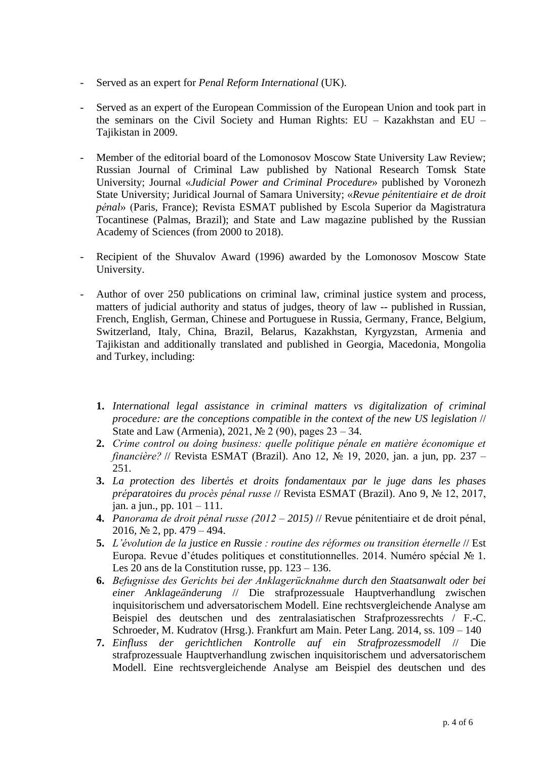- Served as an expert for *Penal Reform International* (UK).

- Served as an expert of the European Commission of the European Union and took part in the seminars on the Civil Society and Human Rights: EU – Kazakhstan and EU – Tajikistan in 2009.

- Member of the editorial board of the Lomonosov Moscow State University Law Review; Russian Journal of Criminal Law published by National Research Tomsk State University; Journal «*Judicial Power and Criminal Procedure*» published by Voronezh State University; Juridical Journal of Samara University; «*Revue pénitentiaire et de droit pénal*» (Paris, France); Revista ESMAT published by Escola Superior da Magistratura Tocantinese (Palmas, Brazil); and State and Law magazine published by the Russian Academy of Sciences (from 2000 to 2018).

- Recipient of the Shuvalov Award (1996) awarded by the Lomonosov Moscow State University.

- Author of over 250 publications on criminal law, criminal justice system and process, matters of judicial authority and status of judges, theory of law -- published in Russian, French, English, German, Chinese and Portuguese in Russia, Germany, France, Belgium, Switzerland, Italy, China, Brazil, Belarus, Kazakhstan, Kyrgyzstan, Armenia and Tajikistan and additionally translated and published in Georgia, Macedonia, Mongolia and Turkey, including:

1. *International legal assistance in criminal matters vs digitalization of criminal procedure: are the conceptions compatible in the context of the new US legislation* // State and Law (Armenia), 2021, № 2 (90), pages 23 – 34.
2. *Crime control ou doing business: quelle politique pénale en matière économique et financière?* // Revista ESMAT (Brazil). Ano 12, № 19, 2020, jan. a jun, pp. 237 – 251.
3. *La protection des libertés et droits fondamentaux par le juge dans les phases préparatoires du procès pénal russe* // Revista ESMAT (Brazil). Ano 9, № 12, 2017, jan. a jun., pp. 101 – 111.
4. *Panorama de droit pénal russe (2012 – 2015)* // Revue pénitentiaire et de droit pénal, 2016, № 2, pp. 479 – 494.
5. *L'évolution de la justice en Russie : routine des réformes ou transition éternelle* // Est Europa. Revue d'études politiques et constitutionnelles. 2014. Numéro spécial № 1. Les 20 ans de la Constitution russe, pp. 123 – 136.
6. *Befugnisse des Gerichts bei der Anklagerücknahme durch den Staatsanwalt oder bei einer Anklageänderung* // Die strafprozessuale Hauptverhandlung zwischen inquisitorischem und adversatorischem Modell. Eine rechtsvergleichende Analyse am Beispiel des deutschen und des zentralasiatischen Strafprozessrechts / F.-C. Schroeder, M. Kudratov (Hrsg.). Frankfurt am Main. Peter Lang. 2014, ss. 109 – 140
7. *Einfluss der gerichtlichen Kontrolle auf ein Strafprozessmodell* // Die strafprozessuale Hauptverhandlung zwischen inquisitorischem und adversatorischem Modell. Eine rechtsvergleichende Analyse am Beispiel des deutschen und des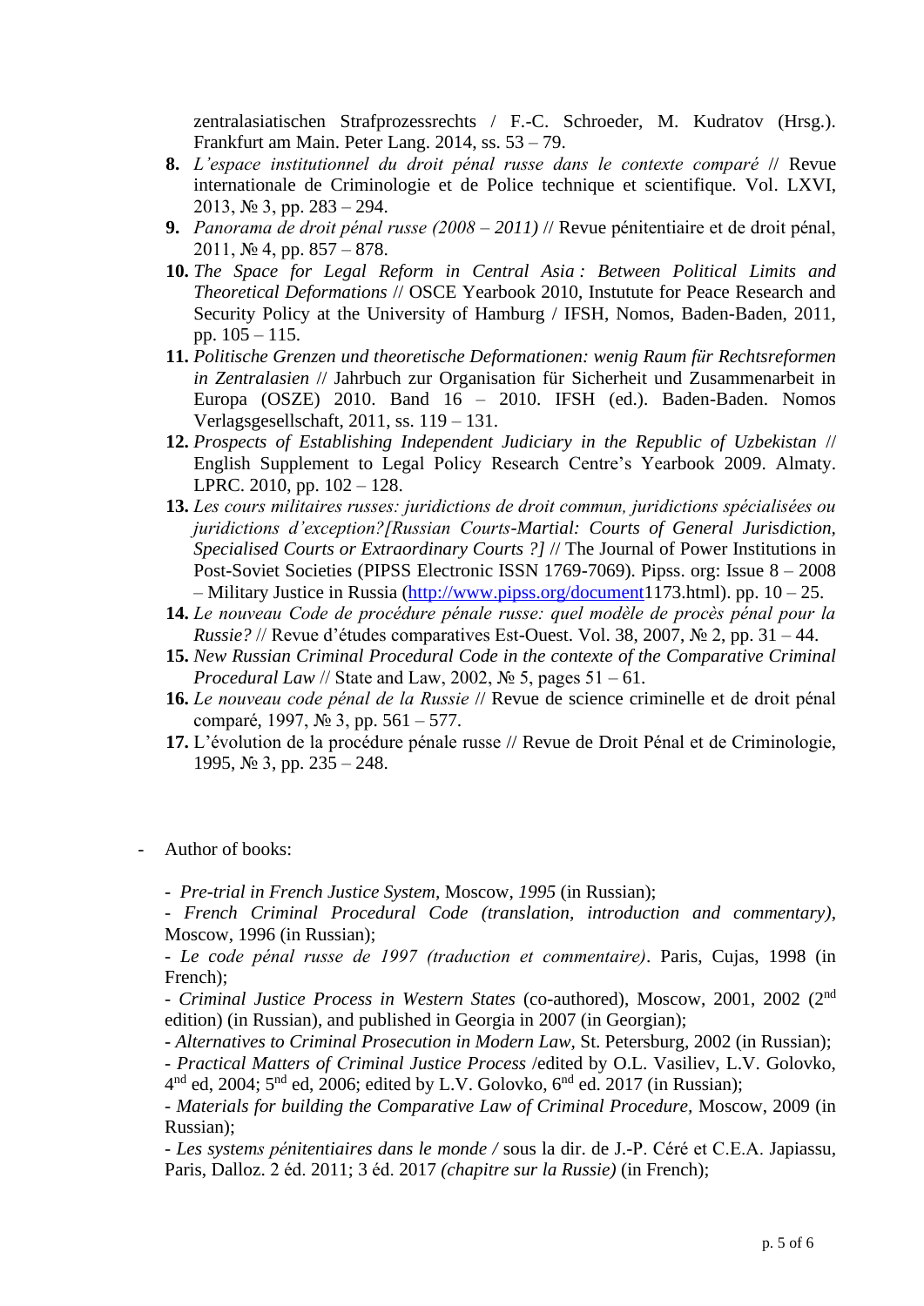zentralasiatischen Strafprozessrechts / F.-C. Schroeder, M. Kudratov (Hrsg.). Frankfurt am Main. Peter Lang. 2014, ss. 53 – 79.

8. *L'espace institutionnel du droit pénal russe dans le contexte comparé* // Revue internationale de Criminologie et de Police technique et scientifique. Vol. LXVI, 2013, № 3, pp. 283 – 294.
9. *Panorama de droit pénal russe (2008 – 2011)* // Revue pénitentiaire et de droit pénal, 2011, № 4, pp. 857 – 878.
10. *The Space for Legal Reform in Central Asia : Between Political Limits and Theoretical Deformations* // OSCE Yearbook 2010, Instutute for Peace Research and Security Policy at the University of Hamburg / IFSH, Nomos, Baden-Baden, 2011, pp. 105 – 115.
11. *Politische Grenzen und theoretische Deformationen: wenig Raum für Rechtsreformen in Zentralasien* // Jahrbuch zur Organisation für Sicherheit und Zusammenarbeit in Europa (OSZE) 2010. Band 16 – 2010. IFSH (ed.). Baden-Baden. Nomos Verlagsgesellschaft, 2011, ss. 119 – 131.
12. *Prospects of Establishing Independent Judiciary in the Republic of Uzbekistan* // English Supplement to Legal Policy Research Centre's Yearbook 2009. Almaty. LPRC. 2010, pp. 102 – 128.
13. *Les cours militaires russes: juridictions de droit commun, juridictions spécialisées ou juridictions d'exception?[Russian Courts-Martial: Courts of General Jurisdiction, Specialised Courts or Extraordinary Courts ?]* // The Journal of Power Institutions in Post-Soviet Societies (PIPSS Electronic ISSN 1769-7069). Pipss. org: Issue 8 – 2008 – Military Justice in Russia (http://www.pipss.org/document1173.html). pp. 10 – 25.
14. *Le nouveau Code de procédure pénale russe: quel modèle de procès pénal pour la Russie?* // Revue d'études comparatives Est-Ouest. Vol. 38, 2007, № 2, pp. 31 – 44.
15. *New Russian Criminal Procedural Code in the contexte of the Comparative Criminal Procedural Law* // State and Law, 2002, № 5, pages 51 – 61.
16. *Le nouveau code pénal de la Russie* // Revue de science criminelle et de droit pénal comparé, 1997, № 3, pp. 561 – 577.
17. L'évolution de la procédure pénale russe // Revue de Droit Pénal et de Criminologie, 1995, № 3, pp. 235 – 248.

- Author of books:

  - *Pre-trial in French Justice System*, Moscow, *1995* (in Russian);
  - *French Criminal Procedural Code (translation, introduction and commentary)*, Moscow, 1996 (in Russian);
  - *Le code pénal russe de 1997 (traduction et commentaire)*. Paris, Cujas, 1998 (in French);
  - *Criminal Justice Process in Western States* (co-authored), Moscow, 2001, 2002 (2nd edition) (in Russian), and published in Georgia in 2007 (in Georgian);
  - *Alternatives to Criminal Prosecution in Modern Law*, St. Petersburg, 2002 (in Russian);
  - *Practical Matters of Criminal Justice Process* /edited by O.L. Vasiliev, L.V. Golovko, 4nd ed, 2004; 5nd ed, 2006; edited by L.V. Golovko, 6nd ed. 2017 (in Russian);
  - *Materials for building the Comparative Law of Criminal Procedure,* Moscow, 2009 (in Russian);
  - *Les systems pénitentiaires dans le monde /* sous la dir. de J.-P. Céré et C.E.A. Japiassu, Paris, Dalloz. 2 éd. 2011; 3 éd. 2017 *(chapitre sur la Russie)* (in French);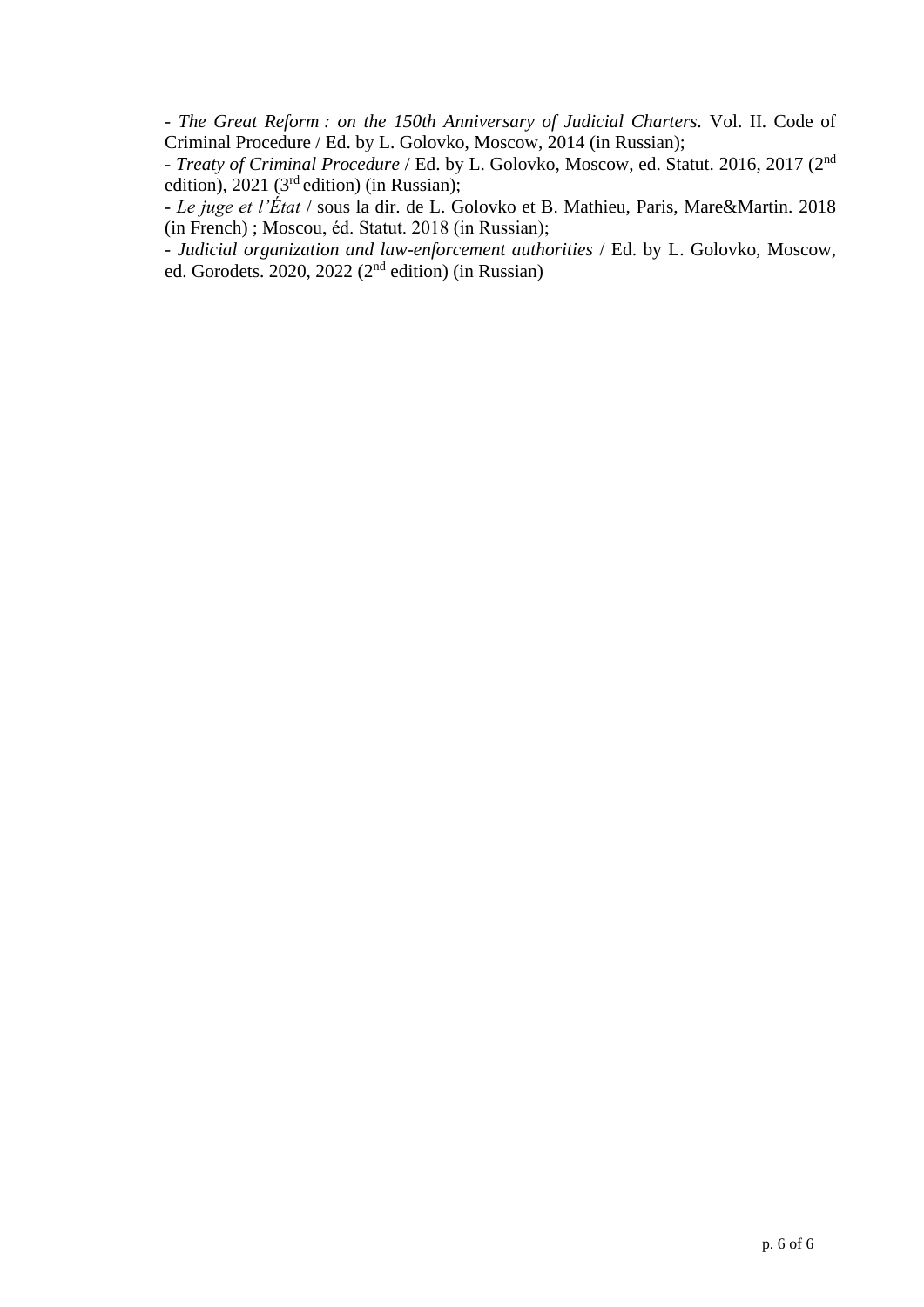- *The Great Reform : on the 150th Anniversary of Judicial Charters.* Vol. II. Code of Criminal Procedure / Ed. by L. Golovko, Moscow, 2014 (in Russian);

- *Treaty of Criminal Procedure* / Ed. by L. Golovko, Moscow, ed. Statut. 2016, 2017 (2nd edition), 2021 (3rd edition) (in Russian);

- *Le juge et l'État* / sous la dir. de L. Golovko et B. Mathieu, Paris, Mare&Martin. 2018 (in French) ; Moscou, éd. Statut. 2018 (in Russian);

- *Judicial organization and law-enforcement authorities* / Ed. by L. Golovko, Moscow, ed. Gorodets. 2020, 2022 (2nd edition) (in Russian)